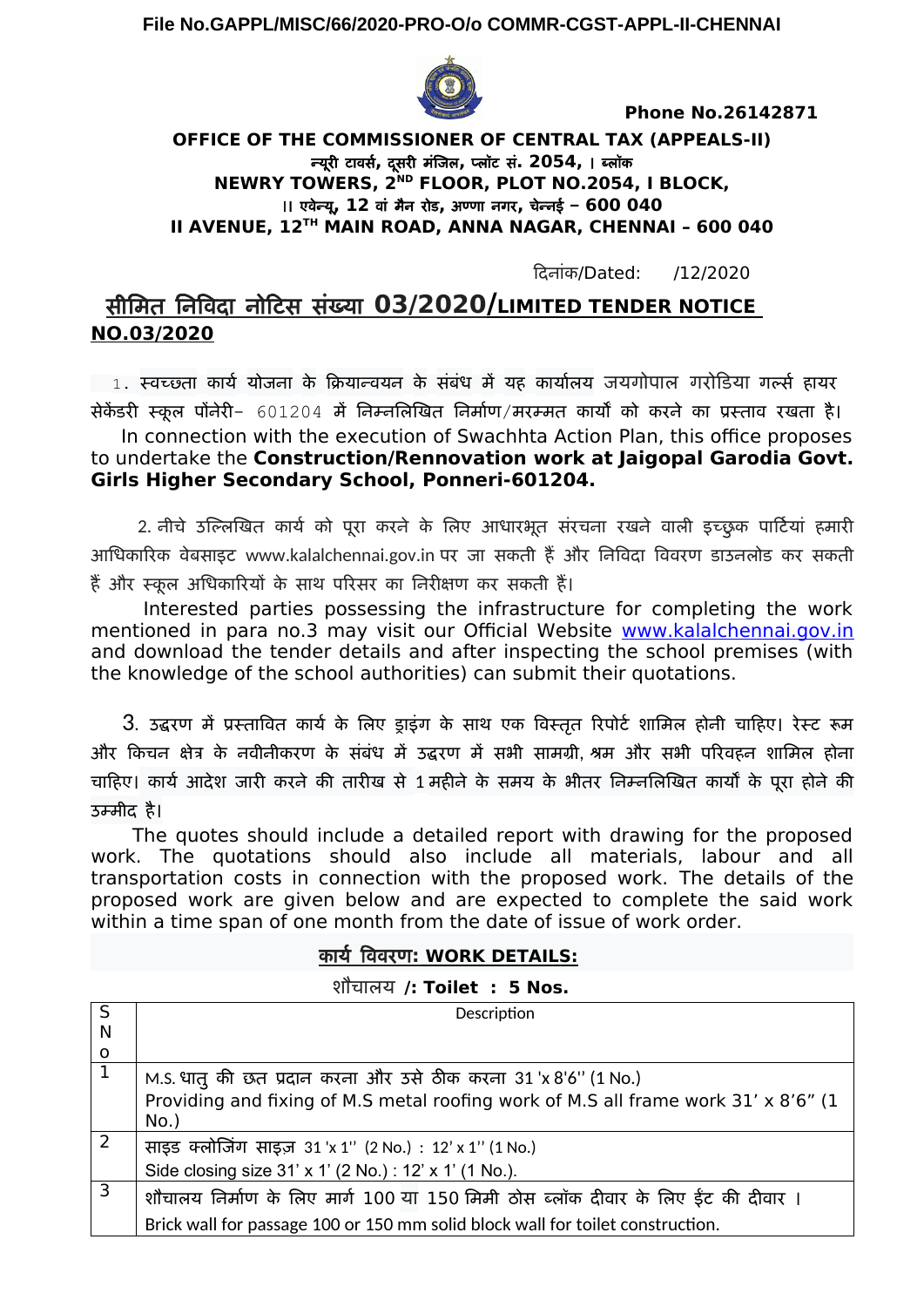File No.GAPPL/MISC/66/2020-PRO-O/o COMMR-CGST-APPL-II-CHENNAI

Phone No.26142871

**OFFICE OF THE COMMISSIONER OF CENTRAL TAX (APPEALS-II)**
**न्यूरी टावर्स, दूसरी मंजिल, प्लॉट सं. 2054, I ब्लॉक**
**NEWRY TOWERS, 2ND FLOOR, PLOT NO.2054, I BLOCK,**
**II एवेन्यू, 12 वां मैन रोड, अण्णा नगर, चेन्नई – 600 040**
**II AVENUE, 12TH MAIN ROAD, ANNA NAGAR, CHENNAI – 600 040**

दिनांक/Dated: /12/2020

## सीमित निविदा नोटिस संख्या 03/2020/LIMITED TENDER NOTICE NO.03/2020

1. स्वच्छता कार्य योजना के क्रियान्वयन के संबंध में यह कार्यालय जयगोपाल गरोडिया गर्ल्स हायर सेकेंडरी स्कूल पोंनेरी– 601204 में निम्नलिखित निर्माण/मरम्मत कार्यों को करने का प्रस्ताव रखता है।

In connection with the execution of Swachhta Action Plan, this office proposes to undertake the **Construction/Rennovation work at Jaigopal Garodia Govt. Girls Higher Secondary School, Ponneri-601204.**

2. नीचे उल्लिखित कार्य को पूरा करने के लिए आधारभूत संरचना रखने वाली इच्छुक पार्टियां हमारी आधिकारिक वेबसाइट www.kalalchennai.gov.in पर जा सकती हैं और निविदा विवरण डाउनलोड कर सकती हैं और स्कूल अधिकारियों के साथ परिसर का निरीक्षण कर सकती हैं।

Interested parties possessing the infrastructure for completing the work mentioned in para no.3 may visit our Official Website www.kalalchennai.gov.in and download the tender details and after inspecting the school premises (with the knowledge of the school authorities) can submit their quotations.

3. उद्धरण में प्रस्तावित कार्य के लिए ड्राइंग के साथ एक विस्तृत रिपोर्ट शामिल होनी चाहिए। रेस्ट रूम और किचन क्षेत्र के नवीनीकरण के संबंध में उद्धरण में सभी सामग्री, श्रम और सभी परिवहन शामिल होना चाहिए। कार्य आदेश जारी करने की तारीख से 1 महीने के समय के भीतर निम्नलिखित कार्यों के पूरा होने की उम्मीद है।

The quotes should include a detailed report with drawing for the proposed work. The quotations should also include all materials, labour and all transportation costs in connection with the proposed work. The details of the proposed work are given below and are expected to complete the said work within a time span of one month from the date of issue of work order.

### कार्य विवरण: WORK DETAILS:

शौचालय /: **Toilet : 5 Nos.**

| S No | Description |
|---|---|
| 1 | M.S. धातु की छत प्रदान करना और उसे ठीक करना 31 'x 8'6'' (1 No.)<br>Providing and fixing of M.S metal roofing work of M.S all frame work 31' x 8'6" (1 No.) |
| 2 | साइड क्लोजिंग साइज़ 31 'x 1'' (2 No.) : 12' x 1'' (1 No.)<br>Side closing size 31' x 1' (2 No.) : 12' x 1' (1 No.). |
| 3 | शौचालय निर्माण के लिए मार्ग 100 या 150 मिमी ठोस ब्लॉक दीवार के लिए ईंट की दीवार ।<br>Brick wall for passage 100 or 150 mm solid block wall for toilet construction. |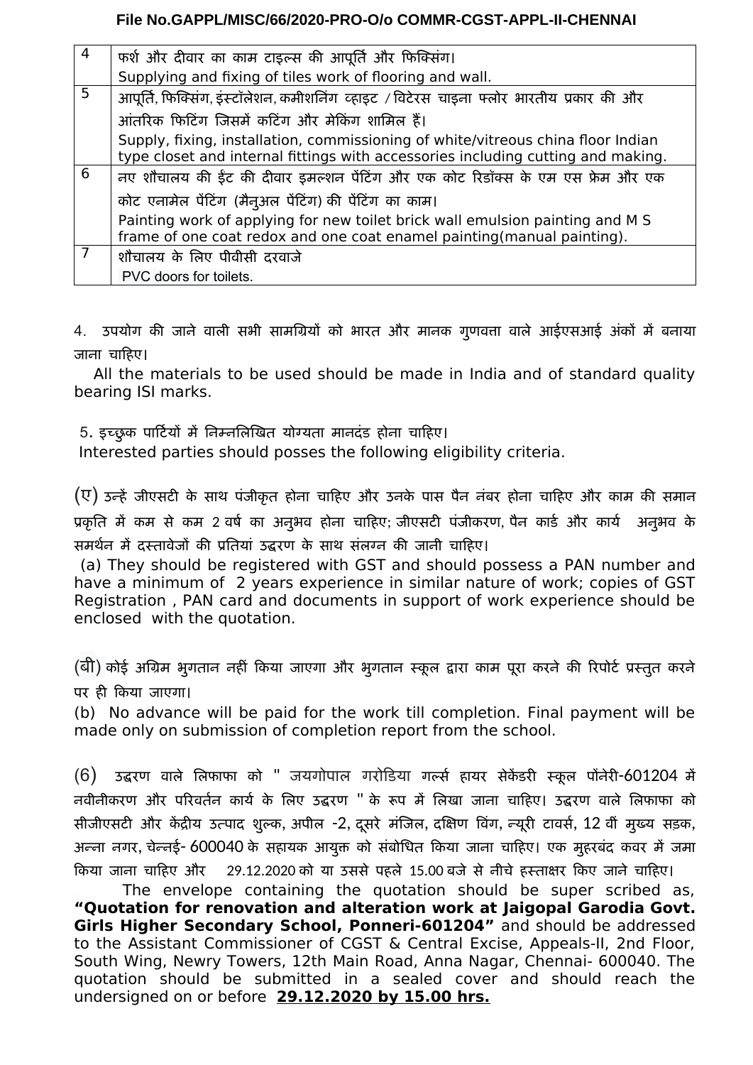| 4 | फर्श और दीवार का काम टाइल्स की आपूर्ति और फिक्सिंग।<br>Supplying and fixing of tiles work of flooring and wall. |
|---|---|
| 5 | आपूर्ति, फिक्सिंग, इंस्टॉलेशन, कमीशनिंग व्हाइट / विटेरस चाइना फ्लोर भारतीय प्रकार की और आंतरिक फिटिंग जिसमें कटिंग और मेकिंग शामिल हैं।<br>Supply, fixing, installation, commissioning of white/vitreous china floor Indian type closet and internal fittings with accessories including cutting and making. |
| 6 | नए शौचालय की ईंट की दीवार इमल्शन पेंटिंग और एक कोट रिडॉक्स के एम एस फ्रेम और एक कोट एनामेल पेंटिंग (मैनुअल पेंटिंग) की पेंटिंग का काम।<br>Painting work of applying for new toilet brick wall emulsion painting and M S frame of one coat redox and one coat enamel painting(manual painting). |
| 7 | शौचालय के लिए पीवीसी दरवाजे<br>PVC doors for toilets. |

4. उपयोग की जाने वाली सभी सामग्रियों को भारत और मानक गुणवत्ता वाले आईएसआई अंकों में बनाया जाना चाहिए।

All the materials to be used should be made in India and of standard quality bearing ISI marks.

5. इच्छुक पार्टियों में निम्नलिखित योग्यता मानदंड होना चाहिए।
Interested parties should posses the following eligibility criteria.

(ए) उन्हें जीएसटी के साथ पंजीकृत होना चाहिए और उनके पास पैन नंबर होना चाहिए और काम की समान प्रकृति में कम से कम 2 वर्ष का अनुभव होना चाहिए; जीएसटी पंजीकरण, पैन कार्ड और कार्य अनुभव के समर्थन में दस्तावेजों की प्रतियां उद्धरण के साथ संलग्न की जानी चाहिए।
(a) They should be registered with GST and should possess a PAN number and have a minimum of 2 years experience in similar nature of work; copies of GST Registration , PAN card and documents in support of work experience should be enclosed with the quotation.

(बी) कोई अग्रिम भुगतान नहीं किया जाएगा और भुगतान स्कूल द्वारा काम पूरा करने की रिपोर्ट प्रस्तुत करने पर ही किया जाएगा।
(b) No advance will be paid for the work till completion. Final payment will be made only on submission of completion report from the school.

(6) उद्धरण वाले लिफाफा को " जयगोपाल गरोडिया गर्ल्स हायर सेकेंडरी स्कूल पोंनेरी-601204 में नवीनीकरण और परिवर्तन कार्य के लिए उद्धरण " के रूप में लिखा जाना चाहिए। उद्धरण वाले लिफाफा को सीजीएसटी और केंद्रीय उत्पाद शुल्क, अपील -2, दूसरे मंजिल, दक्षिण विंग, न्यूरी टावर्स, 12 वीं मुख्य सड़क, अन्ना नगर, चेन्नई- 600040 के सहायक आयुक्त को संबोधित किया जाना चाहिए। एक मुहरबंद कवर में जमा किया जाना चाहिए और 29.12.2020 को या उससे पहले 15.00 बजे से नीचे हस्ताक्षर किए जाने चाहिए।

The envelope containing the quotation should be super scribed as, **"Quotation for renovation and alteration work at Jaigopal Garodia Govt. Girls Higher Secondary School, Ponneri-601204"** and should be addressed to the Assistant Commissioner of CGST & Central Excise, Appeals-II, 2nd Floor, South Wing, Newry Towers, 12th Main Road, Anna Nagar, Chennai- 600040. The quotation should be submitted in a sealed cover and should reach the undersigned on or before **29.12.2020 by 15.00 hrs.**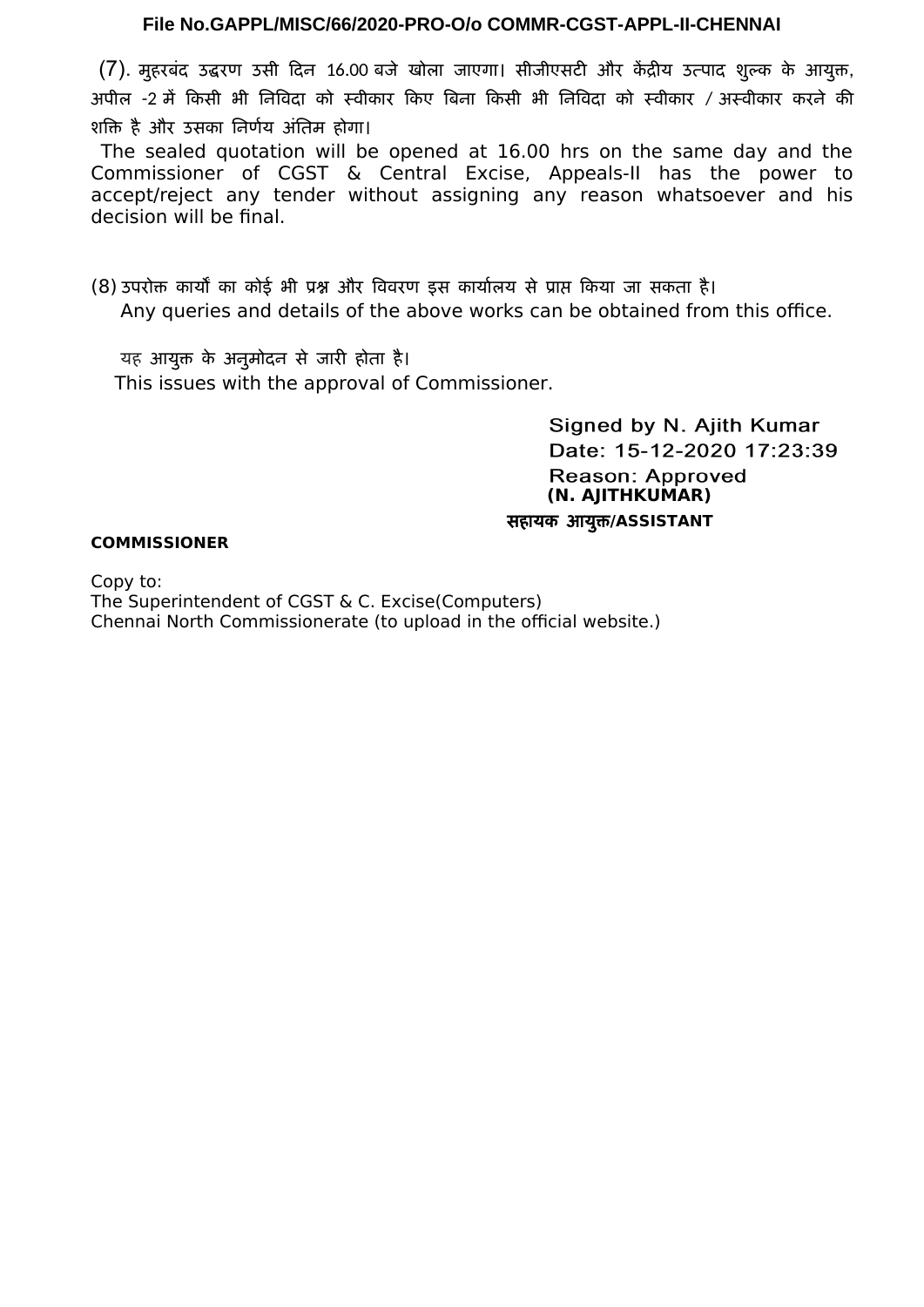(7). मुहरबंद उद्धरण उसी दिन 16.00 बजे खोला जाएगा। सीजीएसटी और केंद्रीय उत्पाद शुल्क के आयुक्त, अपील -2 में किसी भी निविदा को स्वीकार किए बिना किसी भी निविदा को स्वीकार / अस्वीकार करने की शक्ति है और उसका निर्णय अंतिम होगा।

The sealed quotation will be opened at 16.00 hrs on the same day and the Commissioner of CGST & Central Excise, Appeals-II has the power to accept/reject any tender without assigning any reason whatsoever and his decision will be final.

(8) उपरोक्त कार्यों का कोई भी प्रश्न और विवरण इस कार्यालय से प्राप्त किया जा सकता है।

Any queries and details of the above works can be obtained from this office.

यह आयुक्त के अनुमोदन से जारी होता है।

This issues with the approval of Commissioner.

Signed by N. Ajith Kumar
Date: 15-12-2020 17:23:39
Reason: Approved

**(N. AJITHKUMAR)**

**सहायक आयुक्त/ASSISTANT COMMISSIONER**

Copy to:
The Superintendent of CGST & C. Excise(Computers)
Chennai North Commissionerate (to upload in the official website.)